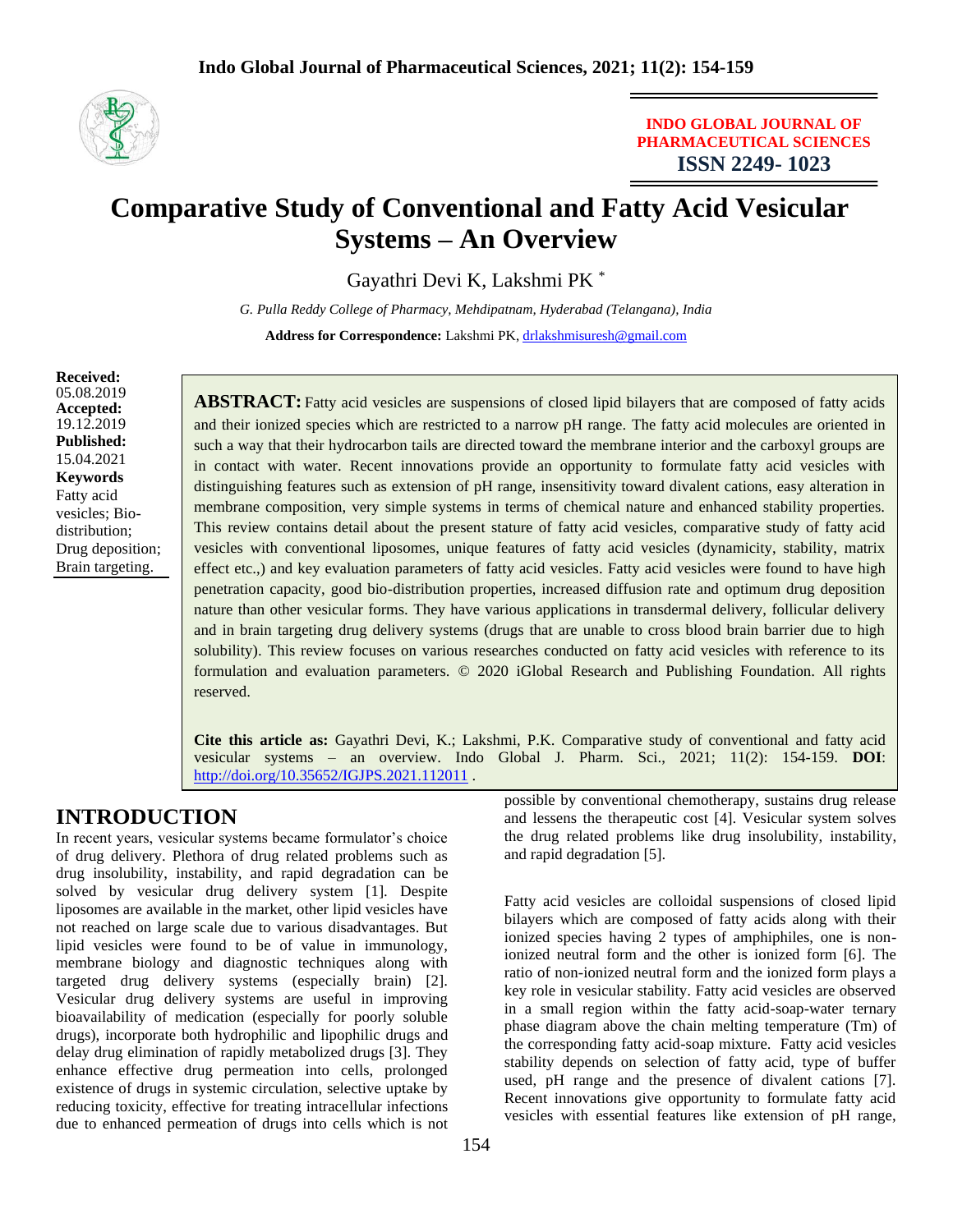INDO GLOBAL JOURNAL OF PHARMACEUTICAL SCIENCES
**ISSN 2249- 1023**

# Comparative Study of Conventional and Fatty Acid Vesicular Systems – An Overview

Gayathri Devi K, Lakshmi PK *

*G. Pulla Reddy College of Pharmacy, Mehdipatnam, Hyderabad (Telangana), India*

**Address for Correspondence:** Lakshmi PK, drlakshmisuresh@gmail.com

**Received:** 05.08.2019
**Accepted:** 19.12.2019
**Published:** 15.04.2021
**Keywords**
Fatty acid vesicles; Bio-distribution; Drug deposition; Brain targeting.

**ABSTRACT:** Fatty acid vesicles are suspensions of closed lipid bilayers that are composed of fatty acids and their ionized species which are restricted to a narrow pH range. The fatty acid molecules are oriented in such a way that their hydrocarbon tails are directed toward the membrane interior and the carboxyl groups are in contact with water. Recent innovations provide an opportunity to formulate fatty acid vesicles with distinguishing features such as extension of pH range, insensitivity toward divalent cations, easy alteration in membrane composition, very simple systems in terms of chemical nature and enhanced stability properties. This review contains detail about the present stature of fatty acid vesicles, comparative study of fatty acid vesicles with conventional liposomes, unique features of fatty acid vesicles (dynamicity, stability, matrix effect etc.,) and key evaluation parameters of fatty acid vesicles. Fatty acid vesicles were found to have high penetration capacity, good bio-distribution properties, increased diffusion rate and optimum drug deposition nature than other vesicular forms. They have various applications in transdermal delivery, follicular delivery and in brain targeting drug delivery systems (drugs that are unable to cross blood brain barrier due to high solubility). This review focuses on various researches conducted on fatty acid vesicles with reference to its formulation and evaluation parameters. © 2020 iGlobal Research and Publishing Foundation. All rights reserved.

**Cite this article as:** Gayathri Devi, K.; Lakshmi, P.K. Comparative study of conventional and fatty acid vesicular systems – an overview. Indo Global J. Pharm. Sci., 2021; 11(2): 154-159. **DOI**: http://doi.org/10.35652/IGJPS.2021.112011 .

## INTRODUCTION

In recent years, vesicular systems became formulator's choice of drug delivery. Plethora of drug related problems such as drug insolubility, instability, and rapid degradation can be solved by vesicular drug delivery system [1]. Despite liposomes are available in the market, other lipid vesicles have not reached on large scale due to various disadvantages. But lipid vesicles were found to be of value in immunology, membrane biology and diagnostic techniques along with targeted drug delivery systems (especially brain) [2]. Vesicular drug delivery systems are useful in improving bioavailability of medication (especially for poorly soluble drugs), incorporate both hydrophilic and lipophilic drugs and delay drug elimination of rapidly metabolized drugs [3]. They enhance effective drug permeation into cells, prolonged existence of drugs in systemic circulation, selective uptake by reducing toxicity, effective for treating intracellular infections due to enhanced permeation of drugs into cells which is not possible by conventional chemotherapy, sustains drug release and lessens the therapeutic cost [4]. Vesicular system solves the drug related problems like drug insolubility, instability, and rapid degradation [5].

Fatty acid vesicles are colloidal suspensions of closed lipid bilayers which are composed of fatty acids along with their ionized species having 2 types of amphiphiles, one is non-ionized neutral form and the other is ionized form [6]. The ratio of non-ionized neutral form and the ionized form plays a key role in vesicular stability. Fatty acid vesicles are observed in a small region within the fatty acid-soap-water ternary phase diagram above the chain melting temperature (Tm) of the corresponding fatty acid-soap mixture. Fatty acid vesicles stability depends on selection of fatty acid, type of buffer used, pH range and the presence of divalent cations [7]. Recent innovations give opportunity to formulate fatty acid vesicles with essential features like extension of pH range,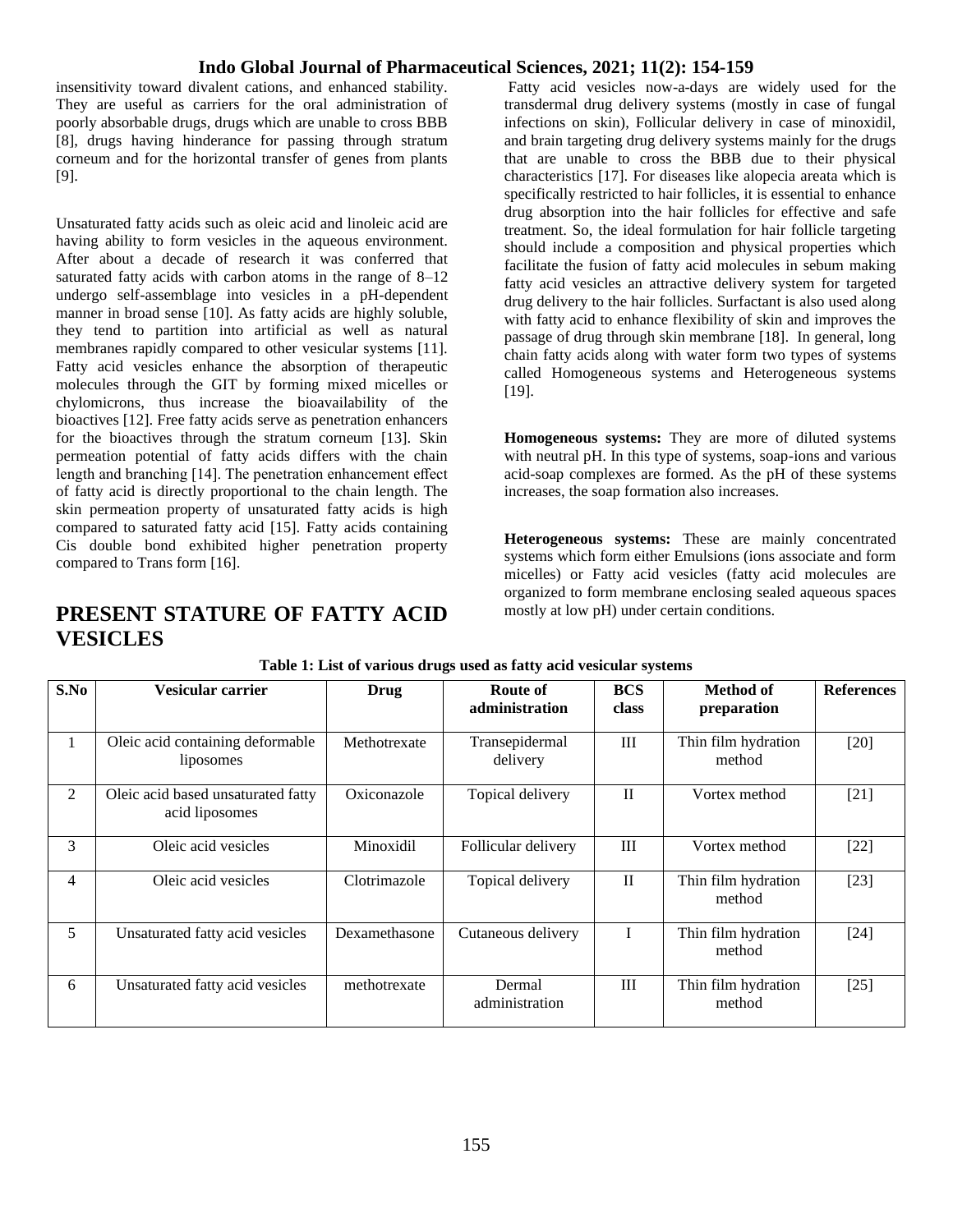insensitivity toward divalent cations, and enhanced stability. They are useful as carriers for the oral administration of poorly absorbable drugs, drugs which are unable to cross BBB [8], drugs having hinderance for passing through stratum corneum and for the horizontal transfer of genes from plants [9].

Unsaturated fatty acids such as oleic acid and linoleic acid are having ability to form vesicles in the aqueous environment. After about a decade of research it was conferred that saturated fatty acids with carbon atoms in the range of 8–12 undergo self-assemblage into vesicles in a pH-dependent manner in broad sense [10]. As fatty acids are highly soluble, they tend to partition into artificial as well as natural membranes rapidly compared to other vesicular systems [11]. Fatty acid vesicles enhance the absorption of therapeutic molecules through the GIT by forming mixed micelles or chylomicrons, thus increase the bioavailability of the bioactives [12]. Free fatty acids serve as penetration enhancers for the bioactives through the stratum corneum [13]. Skin permeation potential of fatty acids differs with the chain length and branching [14]. The penetration enhancement effect of fatty acid is directly proportional to the chain length. The skin permeation property of unsaturated fatty acids is high compared to saturated fatty acid [15]. Fatty acids containing Cis double bond exhibited higher penetration property compared to Trans form [16].

## PRESENT STATURE OF FATTY ACID VESICLES

Fatty acid vesicles now-a-days are widely used for the transdermal drug delivery systems (mostly in case of fungal infections on skin), Follicular delivery in case of minoxidil, and brain targeting drug delivery systems mainly for the drugs that are unable to cross the BBB due to their physical characteristics [17]. For diseases like alopecia areata which is specifically restricted to hair follicles, it is essential to enhance drug absorption into the hair follicles for effective and safe treatment. So, the ideal formulation for hair follicle targeting should include a composition and physical properties which facilitate the fusion of fatty acid molecules in sebum making fatty acid vesicles an attractive delivery system for targeted drug delivery to the hair follicles. Surfactant is also used along with fatty acid to enhance flexibility of skin and improves the passage of drug through skin membrane [18]. In general, long chain fatty acids along with water form two types of systems called Homogeneous systems and Heterogeneous systems [19].

**Homogeneous systems:** They are more of diluted systems with neutral pH. In this type of systems, soap-ions and various acid-soap complexes are formed. As the pH of these systems increases, the soap formation also increases.

**Heterogeneous systems:** These are mainly concentrated systems which form either Emulsions (ions associate and form micelles) or Fatty acid vesicles (fatty acid molecules are organized to form membrane enclosing sealed aqueous spaces mostly at low pH) under certain conditions.

**Table 1: List of various drugs used as fatty acid vesicular systems**

| S.No | Vesicular carrier | Drug | Route of administration | BCS class | Method of preparation | References |
|---|---|---|---|---|---|---|
| 1 | Oleic acid containing deformable liposomes | Methotrexate | Transepidermal delivery | III | Thin film hydration method | [20] |
| 2 | Oleic acid based unsaturated fatty acid liposomes | Oxiconazole | Topical delivery | II | Vortex method | [21] |
| 3 | Oleic acid vesicles | Minoxidil | Follicular delivery | III | Vortex method | [22] |
| 4 | Oleic acid vesicles | Clotrimazole | Topical delivery | II | Thin film hydration method | [23] |
| 5 | Unsaturated fatty acid vesicles | Dexamethasone | Cutaneous delivery | I | Thin film hydration method | [24] |
| 6 | Unsaturated fatty acid vesicles | methotrexate | Dermal administration | III | Thin film hydration method | [25] |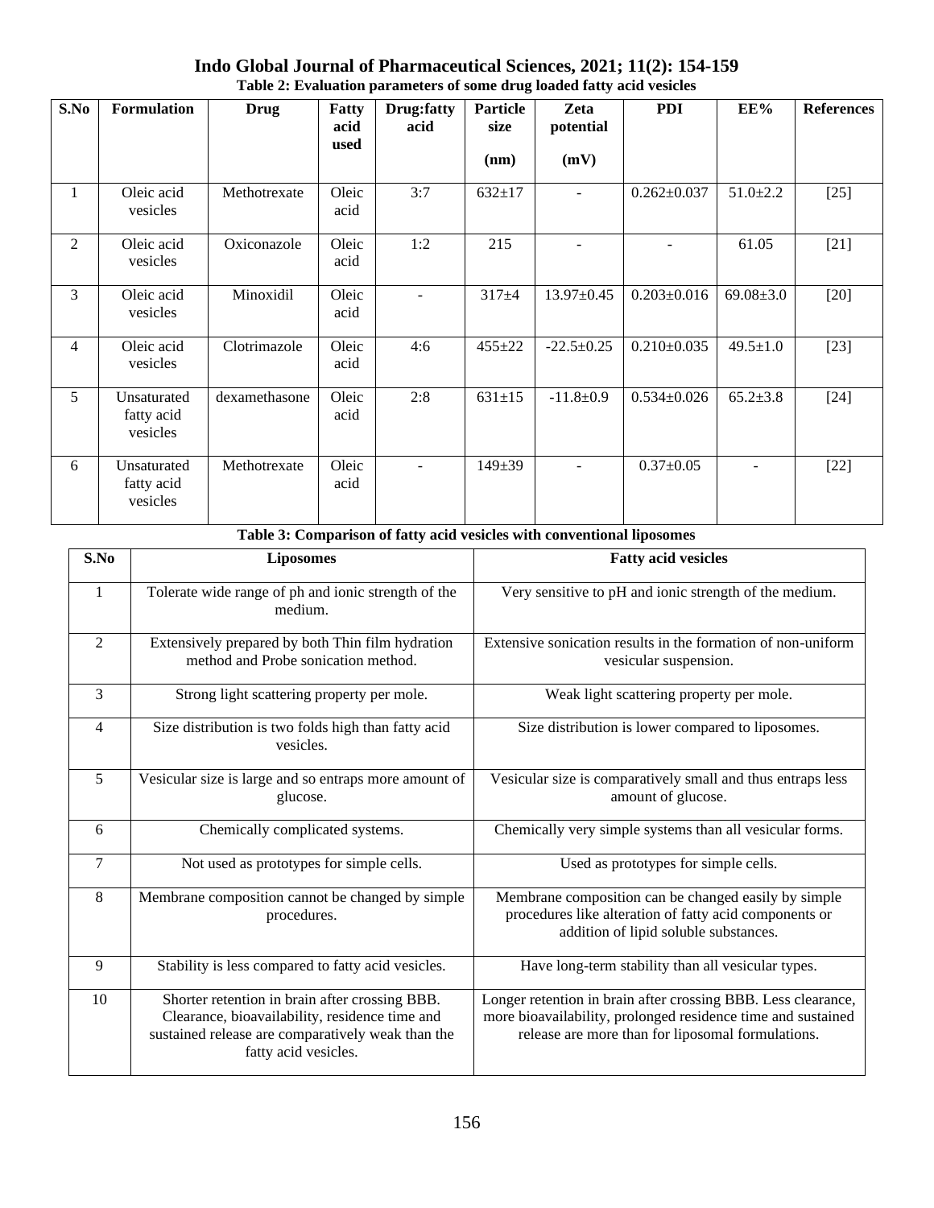**Table 2: Evaluation parameters of some drug loaded fatty acid vesicles**

| S.No | Formulation | Drug | Fatty acid used | Drug:fatty acid | Particle size (nm) | Zeta potential (mV) | PDI | EE% | References |
|---|---|---|---|---|---|---|---|---|---|
| 1 | Oleic acid vesicles | Methotrexate | Oleic acid | 3:7 | 632±17 | - | 0.262±0.037 | 51.0±2.2 | [25] |
| 2 | Oleic acid vesicles | Oxiconazole | Oleic acid | 1:2 | 215 | - | - | 61.05 | [21] |
| 3 | Oleic acid vesicles | Minoxidil | Oleic acid | - | 317±4 | 13.97±0.45 | 0.203±0.016 | 69.08±3.0 | [20] |
| 4 | Oleic acid vesicles | Clotrimazole | Oleic acid | 4:6 | 455±22 | -22.5±0.25 | 0.210±0.035 | 49.5±1.0 | [23] |
| 5 | Unsaturated fatty acid vesicles | dexamethasone | Oleic acid | 2:8 | 631±15 | -11.8±0.9 | 0.534±0.026 | 65.2±3.8 | [24] |
| 6 | Unsaturated fatty acid vesicles | Methotrexate | Oleic acid | - | 149±39 | - | 0.37±0.05 | - | [22] |

**Table 3: Comparison of fatty acid vesicles with conventional liposomes**

| S.No | Liposomes | Fatty acid vesicles |
|---|---|---|
| 1 | Tolerate wide range of ph and ionic strength of the medium. | Very sensitive to pH and ionic strength of the medium. |
| 2 | Extensively prepared by both Thin film hydration method and Probe sonication method. | Extensive sonication results in the formation of non-uniform vesicular suspension. |
| 3 | Strong light scattering property per mole. | Weak light scattering property per mole. |
| 4 | Size distribution is two folds high than fatty acid vesicles. | Size distribution is lower compared to liposomes. |
| 5 | Vesicular size is large and so entraps more amount of glucose. | Vesicular size is comparatively small and thus entraps less amount of glucose. |
| 6 | Chemically complicated systems. | Chemically very simple systems than all vesicular forms. |
| 7 | Not used as prototypes for simple cells. | Used as prototypes for simple cells. |
| 8 | Membrane composition cannot be changed by simple procedures. | Membrane composition can be changed easily by simple procedures like alteration of fatty acid components or addition of lipid soluble substances. |
| 9 | Stability is less compared to fatty acid vesicles. | Have long-term stability than all vesicular types. |
| 10 | Shorter retention in brain after crossing BBB. Clearance, bioavailability, residence time and sustained release are comparatively weak than the fatty acid vesicles. | Longer retention in brain after crossing BBB. Less clearance, more bioavailability, prolonged residence time and sustained release are more than for liposomal formulations. |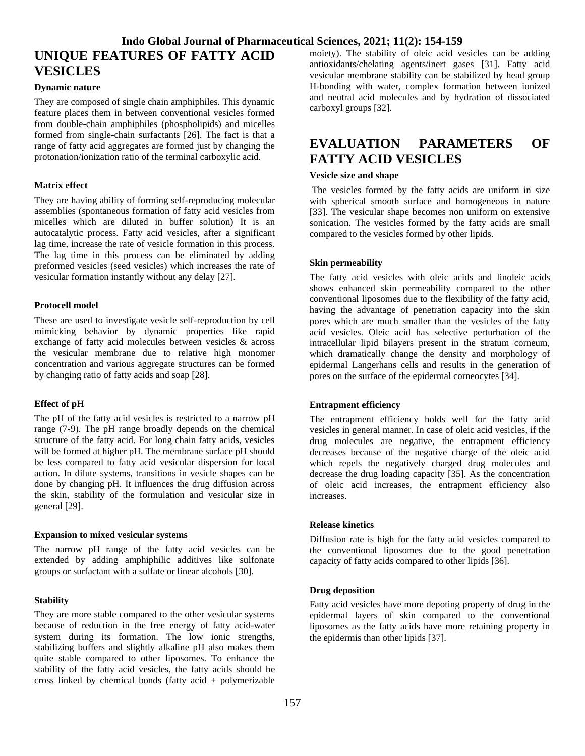## UNIQUE FEATURES OF FATTY ACID VESICLES

### Dynamic nature

They are composed of single chain amphiphiles. This dynamic feature places them in between conventional vesicles formed from double-chain amphiphiles (phospholipids) and micelles formed from single-chain surfactants [26]. The fact is that a range of fatty acid aggregates are formed just by changing the protonation/ionization ratio of the terminal carboxylic acid.

### Matrix effect

They are having ability of forming self-reproducing molecular assemblies (spontaneous formation of fatty acid vesicles from micelles which are diluted in buffer solution) It is an autocatalytic process. Fatty acid vesicles, after a significant lag time, increase the rate of vesicle formation in this process. The lag time in this process can be eliminated by adding preformed vesicles (seed vesicles) which increases the rate of vesicular formation instantly without any delay [27].

### Protocell model

These are used to investigate vesicle self-reproduction by cell mimicking behavior by dynamic properties like rapid exchange of fatty acid molecules between vesicles & across the vesicular membrane due to relative high monomer concentration and various aggregate structures can be formed by changing ratio of fatty acids and soap [28].

### Effect of pH

The pH of the fatty acid vesicles is restricted to a narrow pH range (7-9). The pH range broadly depends on the chemical structure of the fatty acid. For long chain fatty acids, vesicles will be formed at higher pH. The membrane surface pH should be less compared to fatty acid vesicular dispersion for local action. In dilute systems, transitions in vesicle shapes can be done by changing pH. It influences the drug diffusion across the skin, stability of the formulation and vesicular size in general [29].

### Expansion to mixed vesicular systems

The narrow pH range of the fatty acid vesicles can be extended by adding amphiphilic additives like sulfonate groups or surfactant with a sulfate or linear alcohols [30].

### Stability

They are more stable compared to the other vesicular systems because of reduction in the free energy of fatty acid-water system during its formation. The low ionic strengths, stabilizing buffers and slightly alkaline pH also makes them quite stable compared to other liposomes. To enhance the stability of the fatty acid vesicles, the fatty acids should be cross linked by chemical bonds (fatty acid + polymerizable moiety). The stability of oleic acid vesicles can be adding antioxidants/chelating agents/inert gases [31]. Fatty acid vesicular membrane stability can be stabilized by head group H-bonding with water, complex formation between ionized and neutral acid molecules and by hydration of dissociated carboxyl groups [32].

## EVALUATION PARAMETERS OF FATTY ACID VESICLES

### Vesicle size and shape

The vesicles formed by the fatty acids are uniform in size with spherical smooth surface and homogeneous in nature [33]. The vesicular shape becomes non uniform on extensive sonication. The vesicles formed by the fatty acids are small compared to the vesicles formed by other lipids.

### Skin permeability

The fatty acid vesicles with oleic acids and linoleic acids shows enhanced skin permeability compared to the other conventional liposomes due to the flexibility of the fatty acid, having the advantage of penetration capacity into the skin pores which are much smaller than the vesicles of the fatty acid vesicles. Oleic acid has selective perturbation of the intracellular lipid bilayers present in the stratum corneum, which dramatically change the density and morphology of epidermal Langerhans cells and results in the generation of pores on the surface of the epidermal corneocytes [34].

### Entrapment efficiency

The entrapment efficiency holds well for the fatty acid vesicles in general manner. In case of oleic acid vesicles, if the drug molecules are negative, the entrapment efficiency decreases because of the negative charge of the oleic acid which repels the negatively charged drug molecules and decrease the drug loading capacity [35]. As the concentration of oleic acid increases, the entrapment efficiency also increases.

### Release kinetics

Diffusion rate is high for the fatty acid vesicles compared to the conventional liposomes due to the good penetration capacity of fatty acids compared to other lipids [36].

### Drug deposition

Fatty acid vesicles have more depoting property of drug in the epidermal layers of skin compared to the conventional liposomes as the fatty acids have more retaining property in the epidermis than other lipids [37].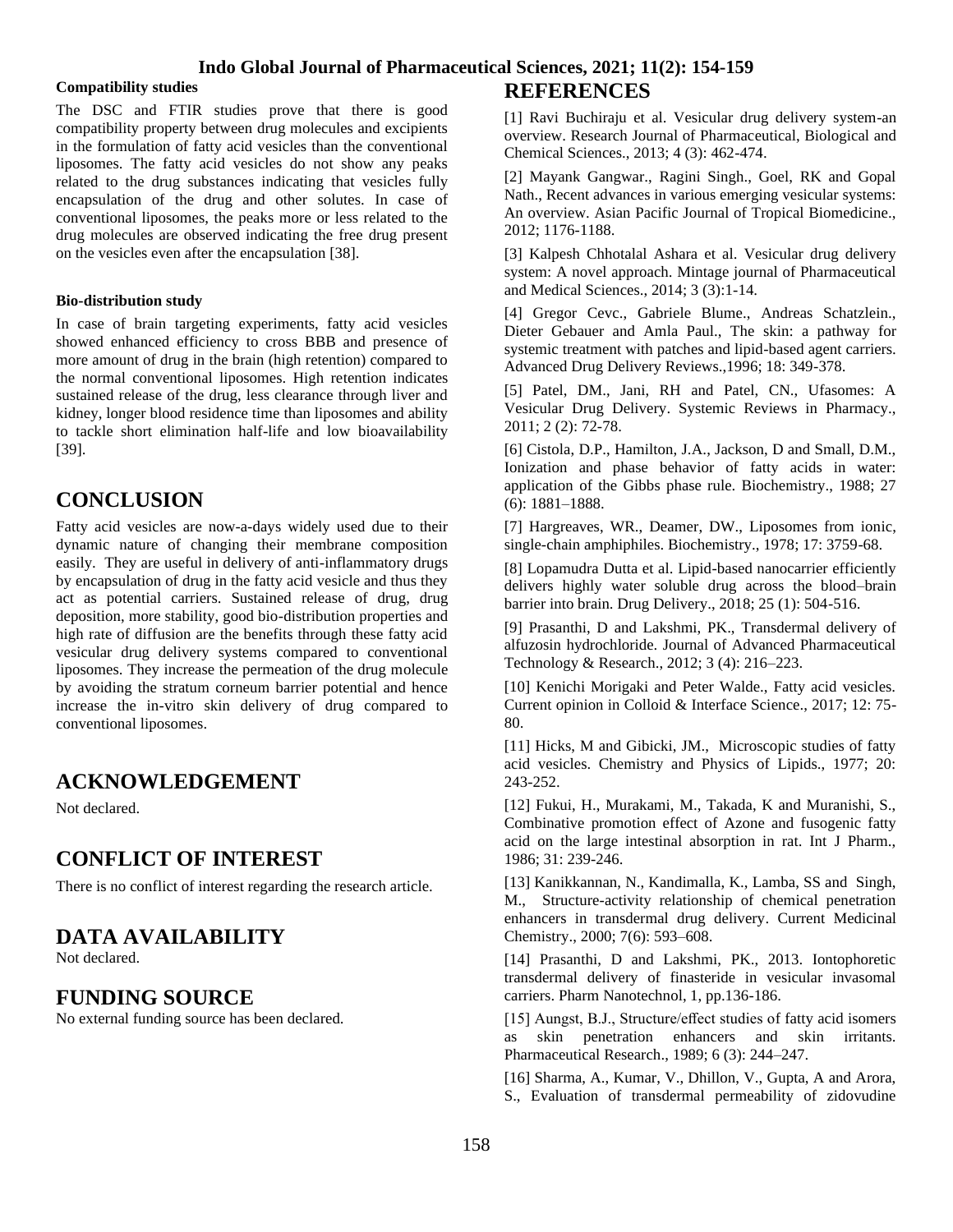### Compatibility studies

The DSC and FTIR studies prove that there is good compatibility property between drug molecules and excipients in the formulation of fatty acid vesicles than the conventional liposomes. The fatty acid vesicles do not show any peaks related to the drug substances indicating that vesicles fully encapsulation of the drug and other solutes. In case of conventional liposomes, the peaks more or less related to the drug molecules are observed indicating the free drug present on the vesicles even after the encapsulation [38].

### Bio-distribution study

In case of brain targeting experiments, fatty acid vesicles showed enhanced efficiency to cross BBB and presence of more amount of drug in the brain (high retention) compared to the normal conventional liposomes. High retention indicates sustained release of the drug, less clearance through liver and kidney, longer blood residence time than liposomes and ability to tackle short elimination half-life and low bioavailability [39].

## CONCLUSION

Fatty acid vesicles are now-a-days widely used due to their dynamic nature of changing their membrane composition easily. They are useful in delivery of anti-inflammatory drugs by encapsulation of drug in the fatty acid vesicle and thus they act as potential carriers. Sustained release of drug, drug deposition, more stability, good bio-distribution properties and high rate of diffusion are the benefits through these fatty acid vesicular drug delivery systems compared to conventional liposomes. They increase the permeation of the drug molecule by avoiding the stratum corneum barrier potential and hence increase the in-vitro skin delivery of drug compared to conventional liposomes.

## ACKNOWLEDGEMENT

Not declared.

## CONFLICT OF INTEREST

There is no conflict of interest regarding the research article.

## DATA AVAILABILITY

Not declared.

## FUNDING SOURCE

No external funding source has been declared.

## REFERENCES

[1] Ravi Buchiraju et al. Vesicular drug delivery system-an overview. Research Journal of Pharmaceutical, Biological and Chemical Sciences., 2013; 4 (3): 462-474.

[2] Mayank Gangwar., Ragini Singh., Goel, RK and Gopal Nath., Recent advances in various emerging vesicular systems: An overview. Asian Pacific Journal of Tropical Biomedicine., 2012; 1176-1188.

[3] Kalpesh Chhotalal Ashara et al. Vesicular drug delivery system: A novel approach. Mintage journal of Pharmaceutical and Medical Sciences., 2014; 3 (3):1-14.

[4] Gregor Cevc., Gabriele Blume., Andreas Schatzlein., Dieter Gebauer and Amla Paul., The skin: a pathway for systemic treatment with patches and lipid-based agent carriers. Advanced Drug Delivery Reviews.,1996; 18: 349-378.

[5] Patel, DM., Jani, RH and Patel, CN., Ufasomes: A Vesicular Drug Delivery. Systemic Reviews in Pharmacy., 2011; 2 (2): 72-78.

[6] Cistola, D.P., Hamilton, J.A., Jackson, D and Small, D.M., Ionization and phase behavior of fatty acids in water: application of the Gibbs phase rule. Biochemistry., 1988; 27 (6): 1881–1888.

[7] Hargreaves, WR., Deamer, DW., Liposomes from ionic, single-chain amphiphiles. Biochemistry., 1978; 17: 3759-68.

[8] Lopamudra Dutta et al. Lipid-based nanocarrier efficiently delivers highly water soluble drug across the blood–brain barrier into brain. Drug Delivery., 2018; 25 (1): 504-516.

[9] Prasanthi, D and Lakshmi, PK., Transdermal delivery of alfuzosin hydrochloride. Journal of Advanced Pharmaceutical Technology & Research., 2012; 3 (4): 216–223.

[10] Kenichi Morigaki and Peter Walde., Fatty acid vesicles. Current opinion in Colloid & Interface Science., 2017; 12: 75-80.

[11] Hicks, M and Gibicki, JM., Microscopic studies of fatty acid vesicles. Chemistry and Physics of Lipids., 1977; 20: 243-252.

[12] Fukui, H., Murakami, M., Takada, K and Muranishi, S., Combinative promotion effect of Azone and fusogenic fatty acid on the large intestinal absorption in rat. Int J Pharm., 1986; 31: 239-246.

[13] Kanikkannan, N., Kandimalla, K., Lamba, SS and Singh, M., Structure-activity relationship of chemical penetration enhancers in transdermal drug delivery. Current Medicinal Chemistry., 2000; 7(6): 593–608.

[14] Prasanthi, D and Lakshmi, PK., 2013. Iontophoretic transdermal delivery of finasteride in vesicular invasomal carriers. Pharm Nanotechnol, 1, pp.136-186.

[15] Aungst, B.J., Structure/effect studies of fatty acid isomers as skin penetration enhancers and skin irritants. Pharmaceutical Research., 1989; 6 (3): 244–247.

[16] Sharma, A., Kumar, V., Dhillon, V., Gupta, A and Arora, S., Evaluation of transdermal permeability of zidovudine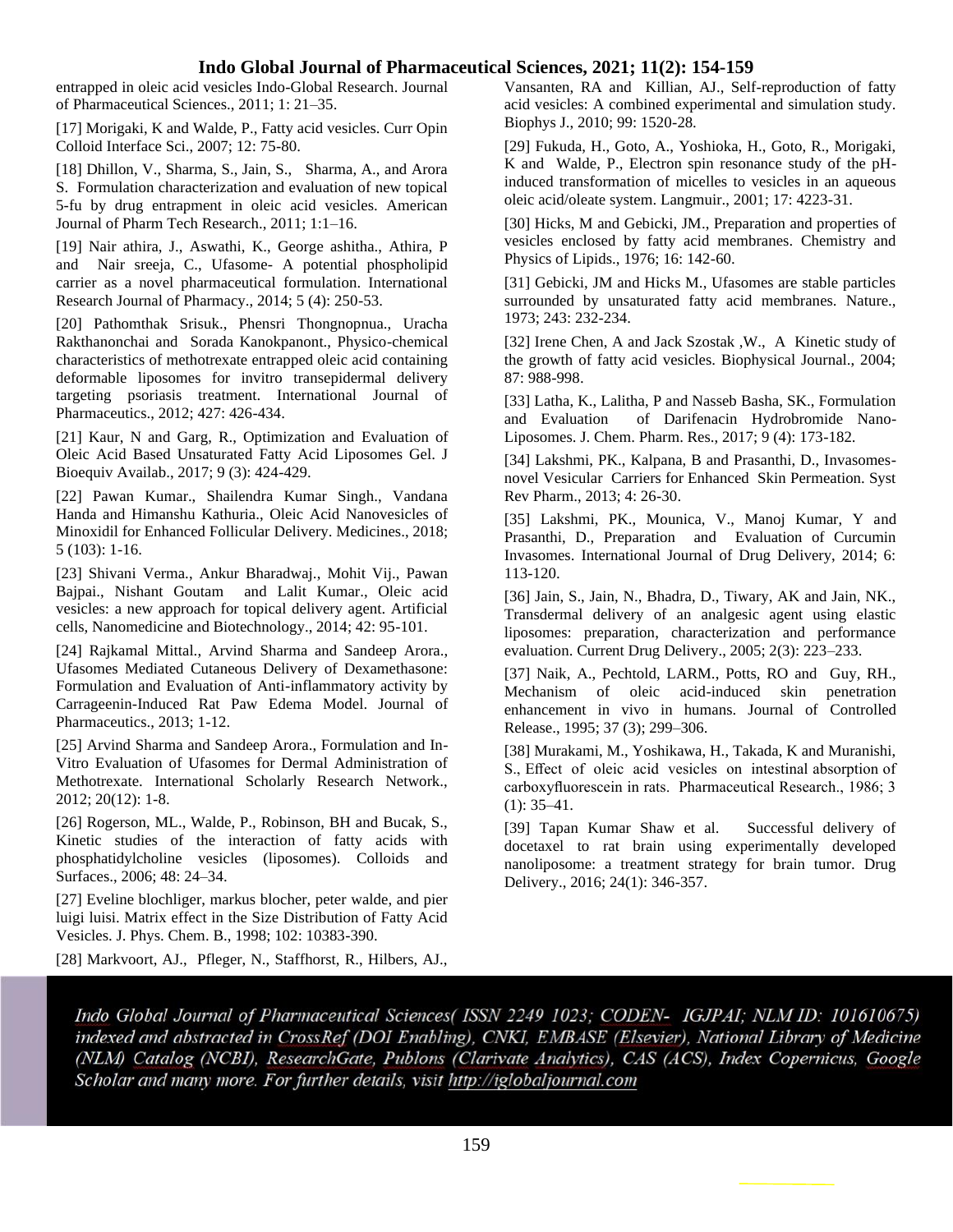entrapped in oleic acid vesicles Indo-Global Research. Journal of Pharmaceutical Sciences., 2011; 1: 21–35.

[17] Morigaki, K and Walde, P., Fatty acid vesicles. Curr Opin Colloid Interface Sci., 2007; 12: 75-80.

[18] Dhillon, V., Sharma, S., Jain, S., Sharma, A., and Arora S. Formulation characterization and evaluation of new topical 5-fu by drug entrapment in oleic acid vesicles. American Journal of Pharm Tech Research., 2011; 1:1–16.

[19] Nair athira, J., Aswathi, K., George ashitha., Athira, P and Nair sreeja, C., Ufasome- A potential phospholipid carrier as a novel pharmaceutical formulation. International Research Journal of Pharmacy., 2014; 5 (4): 250-53.

[20] Pathomthak Srisuk., Phensri Thongnopnua., Uracha Rakthanonchai and Sorada Kanokpanont., Physico-chemical characteristics of methotrexate entrapped oleic acid containing deformable liposomes for invitro transepidermal delivery targeting psoriasis treatment. International Journal of Pharmaceutics., 2012; 427: 426-434.

[21] Kaur, N and Garg, R., Optimization and Evaluation of Oleic Acid Based Unsaturated Fatty Acid Liposomes Gel. J Bioequiv Availab., 2017; 9 (3): 424-429.

[22] Pawan Kumar., Shailendra Kumar Singh., Vandana Handa and Himanshu Kathuria., Oleic Acid Nanovesicles of Minoxidil for Enhanced Follicular Delivery. Medicines., 2018; 5 (103): 1-16.

[23] Shivani Verma., Ankur Bharadwaj., Mohit Vij., Pawan Bajpai., Nishant Goutam and Lalit Kumar., Oleic acid vesicles: a new approach for topical delivery agent. Artificial cells, Nanomedicine and Biotechnology., 2014; 42: 95-101.

[24] Rajkamal Mittal., Arvind Sharma and Sandeep Arora., Ufasomes Mediated Cutaneous Delivery of Dexamethasone: Formulation and Evaluation of Anti-inflammatory activity by Carrageenin-Induced Rat Paw Edema Model. Journal of Pharmaceutics., 2013; 1-12.

[25] Arvind Sharma and Sandeep Arora., Formulation and In-Vitro Evaluation of Ufasomes for Dermal Administration of Methotrexate. International Scholarly Research Network., 2012; 20(12): 1-8.

[26] Rogerson, ML., Walde, P., Robinson, BH and Bucak, S., Kinetic studies of the interaction of fatty acids with phosphatidylcholine vesicles (liposomes). Colloids and Surfaces., 2006; 48: 24–34.

[27] Eveline blochliger, markus blocher, peter walde, and pier luigi luisi. Matrix effect in the Size Distribution of Fatty Acid Vesicles. J. Phys. Chem. B., 1998; 102: 10383-390.

[28] Markvoort, AJ., Pfleger, N., Staffhorst, R., Hilbers, AJ., Vansanten, RA and Killian, AJ., Self-reproduction of fatty acid vesicles: A combined experimental and simulation study. Biophys J., 2010; 99: 1520-28.

[29] Fukuda, H., Goto, A., Yoshioka, H., Goto, R., Morigaki, K and Walde, P., Electron spin resonance study of the pH-induced transformation of micelles to vesicles in an aqueous oleic acid/oleate system. Langmuir., 2001; 17: 4223-31.

[30] Hicks, M and Gebicki, JM., Preparation and properties of vesicles enclosed by fatty acid membranes. Chemistry and Physics of Lipids., 1976; 16: 142-60.

[31] Gebicki, JM and Hicks M., Ufasomes are stable particles surrounded by unsaturated fatty acid membranes. Nature., 1973; 243: 232-234.

[32] Irene Chen, A and Jack Szostak ,W., A Kinetic study of the growth of fatty acid vesicles. Biophysical Journal., 2004; 87: 988-998.

[33] Latha, K., Lalitha, P and Nasseb Basha, SK., Formulation and Evaluation of Darifenacin Hydrobromide Nano-Liposomes. J. Chem. Pharm. Res., 2017; 9 (4): 173-182.

[34] Lakshmi, PK., Kalpana, B and Prasanthi, D., Invasomes-novel Vesicular Carriers for Enhanced Skin Permeation. Syst Rev Pharm., 2013; 4: 26-30.

[35] Lakshmi, PK., Mounica, V., Manoj Kumar, Y and Prasanthi, D., Preparation and Evaluation of Curcumin Invasomes. International Journal of Drug Delivery, 2014; 6: 113-120.

[36] Jain, S., Jain, N., Bhadra, D., Tiwary, AK and Jain, NK., Transdermal delivery of an analgesic agent using elastic liposomes: preparation, characterization and performance evaluation. Current Drug Delivery., 2005; 2(3): 223–233.

[37] Naik, A., Pechtold, LARM., Potts, RO and Guy, RH., Mechanism of oleic acid-induced skin penetration enhancement in vivo in humans. Journal of Controlled Release., 1995; 37 (3); 299–306.

[38] Murakami, M., Yoshikawa, H., Takada, K and Muranishi, S., Effect of oleic acid vesicles on intestinal absorption of carboxyfluorescein in rats. Pharmaceutical Research., 1986; 3 (1): 35–41.

[39] Tapan Kumar Shaw et al. Successful delivery of docetaxel to rat brain using experimentally developed nanoliposome: a treatment strategy for brain tumor. Drug Delivery., 2016; 24(1): 346-357.

*Indo Global Journal of Pharmaceutical Sciences( ISSN 2249 1023; CODEN- IGJPAI; NLM ID: 101610675) indexed and abstracted in CrossRef (DOI Enabling), CNKI, EMBASE (Elsevier), National Library of Medicine (NLM) Catalog (NCBI), ResearchGate, Publons (Clarivate Analytics), CAS (ACS), Index Copernicus, Google Scholar and many more. For further details, visit http://iglobaljournal.com*